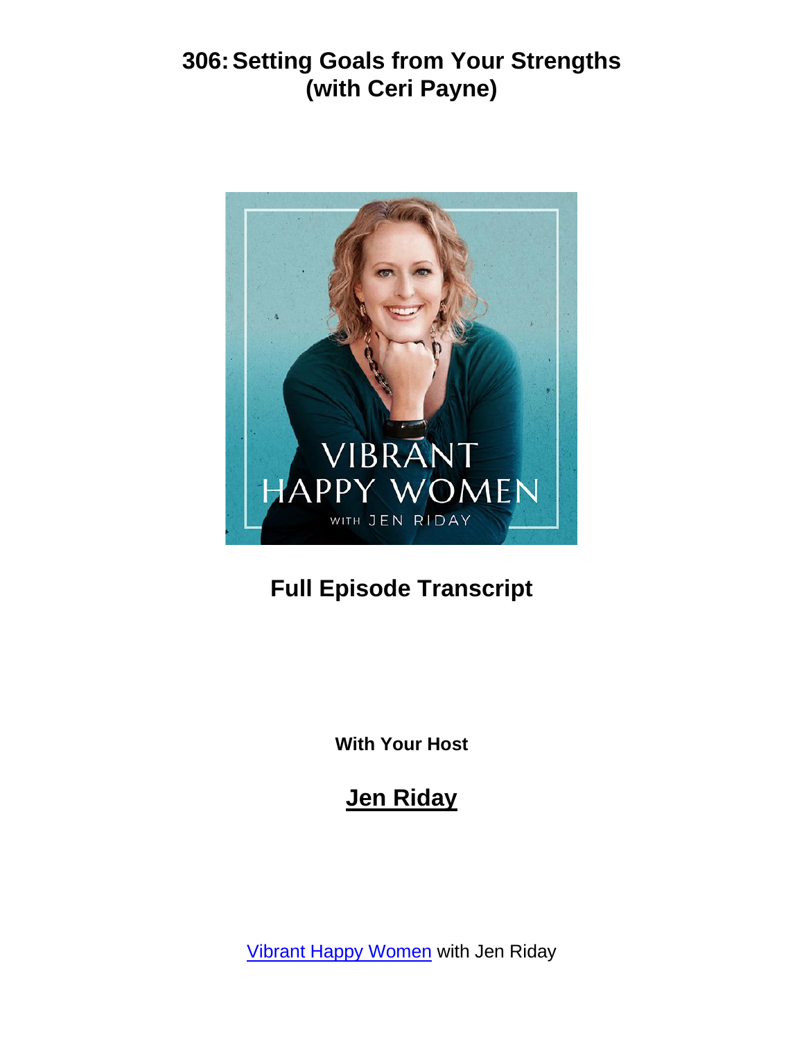# 306: Setting Goals from Your Strengths (with Ceri Payne)

## Full Episode Transcript

**With Your Host**

## Jen Riday

Vibrant Happy Women with Jen Riday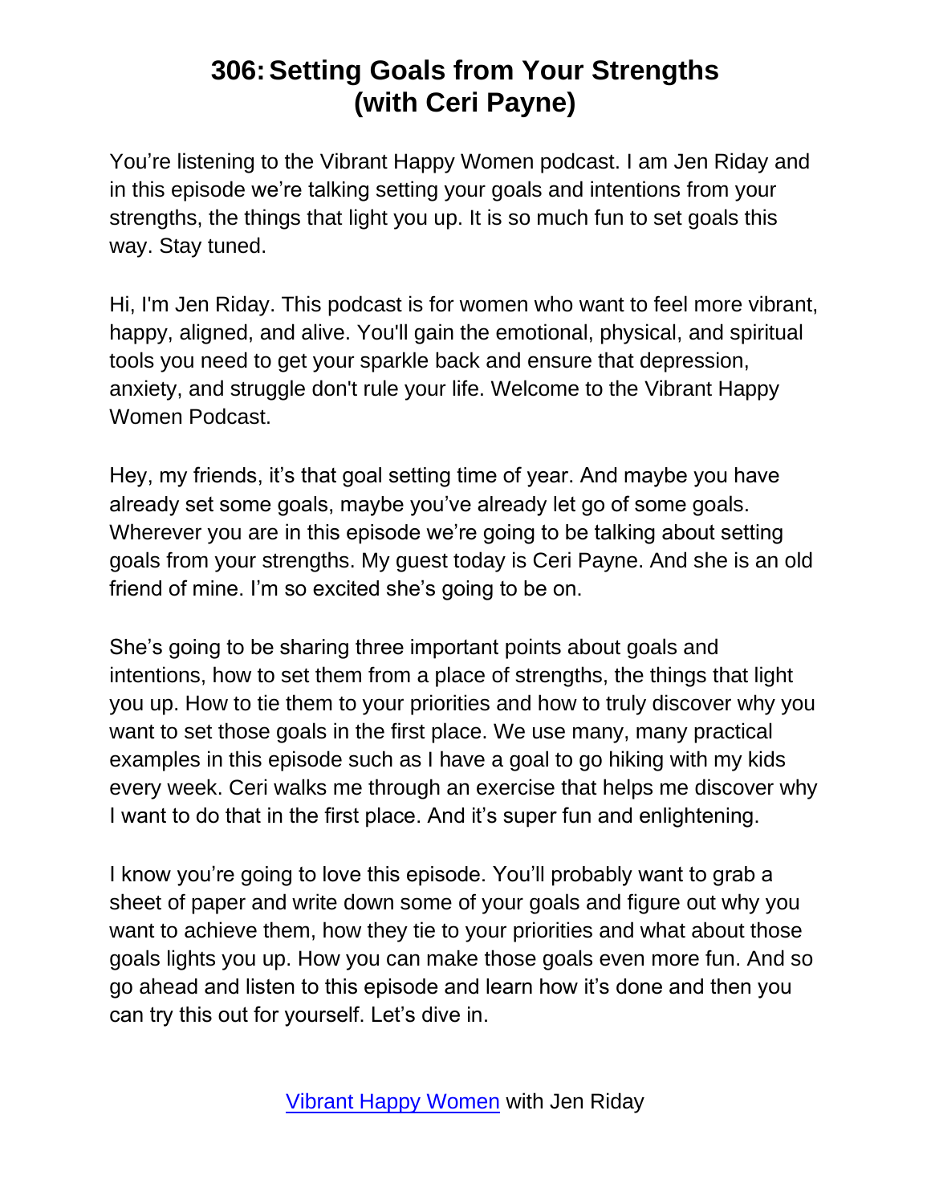# 306: Setting Goals from Your Strengths (with Ceri Payne)

You're listening to the Vibrant Happy Women podcast. I am Jen Riday and in this episode we're talking setting your goals and intentions from your strengths, the things that light you up. It is so much fun to set goals this way. Stay tuned.

Hi, I'm Jen Riday. This podcast is for women who want to feel more vibrant, happy, aligned, and alive. You'll gain the emotional, physical, and spiritual tools you need to get your sparkle back and ensure that depression, anxiety, and struggle don't rule your life. Welcome to the Vibrant Happy Women Podcast.

Hey, my friends, it's that goal setting time of year. And maybe you have already set some goals, maybe you've already let go of some goals. Wherever you are in this episode we're going to be talking about setting goals from your strengths. My guest today is Ceri Payne. And she is an old friend of mine. I'm so excited she's going to be on.

She's going to be sharing three important points about goals and intentions, how to set them from a place of strengths, the things that light you up. How to tie them to your priorities and how to truly discover why you want to set those goals in the first place. We use many, many practical examples in this episode such as I have a goal to go hiking with my kids every week. Ceri walks me through an exercise that helps me discover why I want to do that in the first place. And it's super fun and enlightening.

I know you're going to love this episode. You'll probably want to grab a sheet of paper and write down some of your goals and figure out why you want to achieve them, how they tie to your priorities and what about those goals lights you up. How you can make those goals even more fun. And so go ahead and listen to this episode and learn how it's done and then you can try this out for yourself. Let's dive in.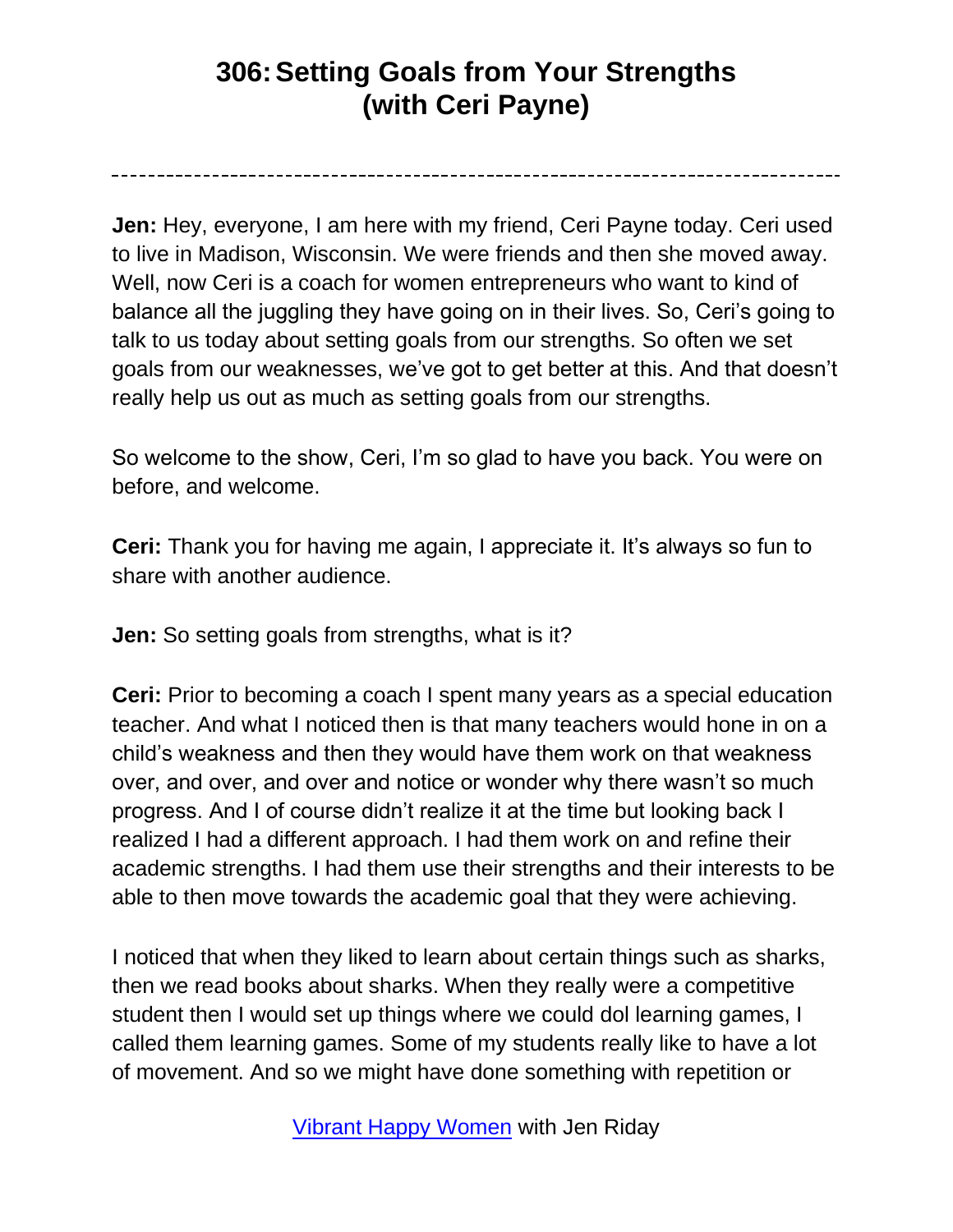# 306: Setting Goals from Your Strengths (with Ceri Payne)

---

**Jen:** Hey, everyone, I am here with my friend, Ceri Payne today. Ceri used to live in Madison, Wisconsin. We were friends and then she moved away. Well, now Ceri is a coach for women entrepreneurs who want to kind of balance all the juggling they have going on in their lives. So, Ceri's going to talk to us today about setting goals from our strengths. So often we set goals from our weaknesses, we've got to get better at this. And that doesn't really help us out as much as setting goals from our strengths.

So welcome to the show, Ceri, I'm so glad to have you back. You were on before, and welcome.

**Ceri:** Thank you for having me again, I appreciate it. It's always so fun to share with another audience.

**Jen:** So setting goals from strengths, what is it?

**Ceri:** Prior to becoming a coach I spent many years as a special education teacher. And what I noticed then is that many teachers would hone in on a child's weakness and then they would have them work on that weakness over, and over, and over and notice or wonder why there wasn't so much progress. And I of course didn't realize it at the time but looking back I realized I had a different approach. I had them work on and refine their academic strengths. I had them use their strengths and their interests to be able to then move towards the academic goal that they were achieving.

I noticed that when they liked to learn about certain things such as sharks, then we read books about sharks. When they really were a competitive student then I would set up things where we could dol learning games, I called them learning games. Some of my students really like to have a lot of movement. And so we might have done something with repetition or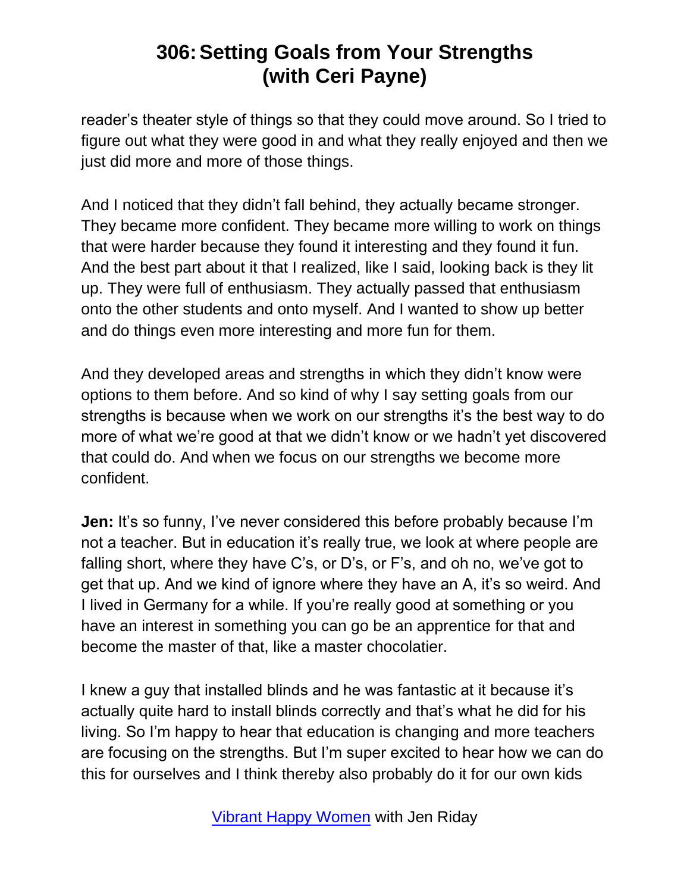reader's theater style of things so that they could move around. So I tried to figure out what they were good in and what they really enjoyed and then we just did more and more of those things.

And I noticed that they didn't fall behind, they actually became stronger. They became more confident. They became more willing to work on things that were harder because they found it interesting and they found it fun. And the best part about it that I realized, like I said, looking back is they lit up. They were full of enthusiasm. They actually passed that enthusiasm onto the other students and onto myself. And I wanted to show up better and do things even more interesting and more fun for them.

And they developed areas and strengths in which they didn't know were options to them before. And so kind of why I say setting goals from our strengths is because when we work on our strengths it's the best way to do more of what we're good at that we didn't know or we hadn't yet discovered that could do. And when we focus on our strengths we become more confident.

**Jen:** It's so funny, I've never considered this before probably because I'm not a teacher. But in education it's really true, we look at where people are falling short, where they have C's, or D's, or F's, and oh no, we've got to get that up. And we kind of ignore where they have an A, it's so weird. And I lived in Germany for a while. If you're really good at something or you have an interest in something you can go be an apprentice for that and become the master of that, like a master chocolatier.

I knew a guy that installed blinds and he was fantastic at it because it's actually quite hard to install blinds correctly and that's what he did for his living. So I'm happy to hear that education is changing and more teachers are focusing on the strengths. But I'm super excited to hear how we can do this for ourselves and I think thereby also probably do it for our own kids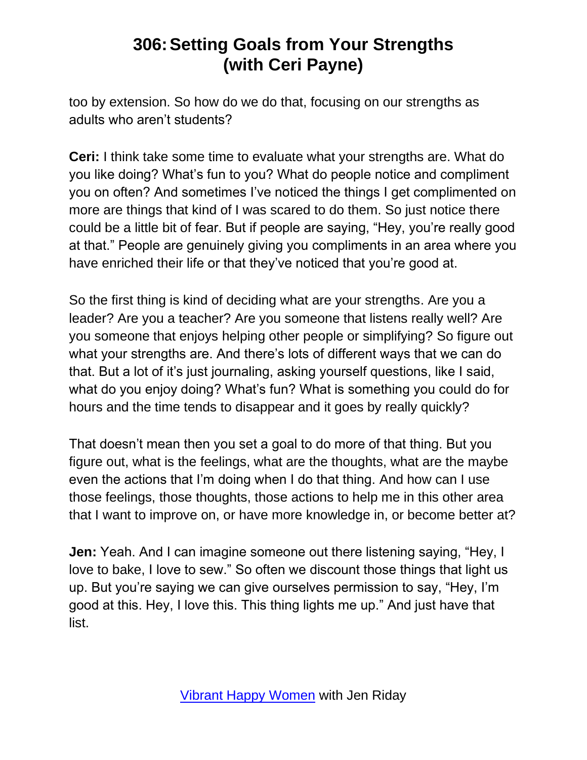too by extension. So how do we do that, focusing on our strengths as adults who aren't students?

**Ceri:** I think take some time to evaluate what your strengths are. What do you like doing? What's fun to you? What do people notice and compliment you on often? And sometimes I've noticed the things I get complimented on more are things that kind of I was scared to do them. So just notice there could be a little bit of fear. But if people are saying, "Hey, you're really good at that." People are genuinely giving you compliments in an area where you have enriched their life or that they've noticed that you're good at.

So the first thing is kind of deciding what are your strengths. Are you a leader? Are you a teacher? Are you someone that listens really well? Are you someone that enjoys helping other people or simplifying? So figure out what your strengths are. And there's lots of different ways that we can do that. But a lot of it's just journaling, asking yourself questions, like I said, what do you enjoy doing? What's fun? What is something you could do for hours and the time tends to disappear and it goes by really quickly?

That doesn't mean then you set a goal to do more of that thing. But you figure out, what is the feelings, what are the thoughts, what are the maybe even the actions that I'm doing when I do that thing. And how can I use those feelings, those thoughts, those actions to help me in this other area that I want to improve on, or have more knowledge in, or become better at?

**Jen:** Yeah. And I can imagine someone out there listening saying, "Hey, I love to bake, I love to sew." So often we discount those things that light us up. But you're saying we can give ourselves permission to say, "Hey, I'm good at this. Hey, I love this. This thing lights me up." And just have that list.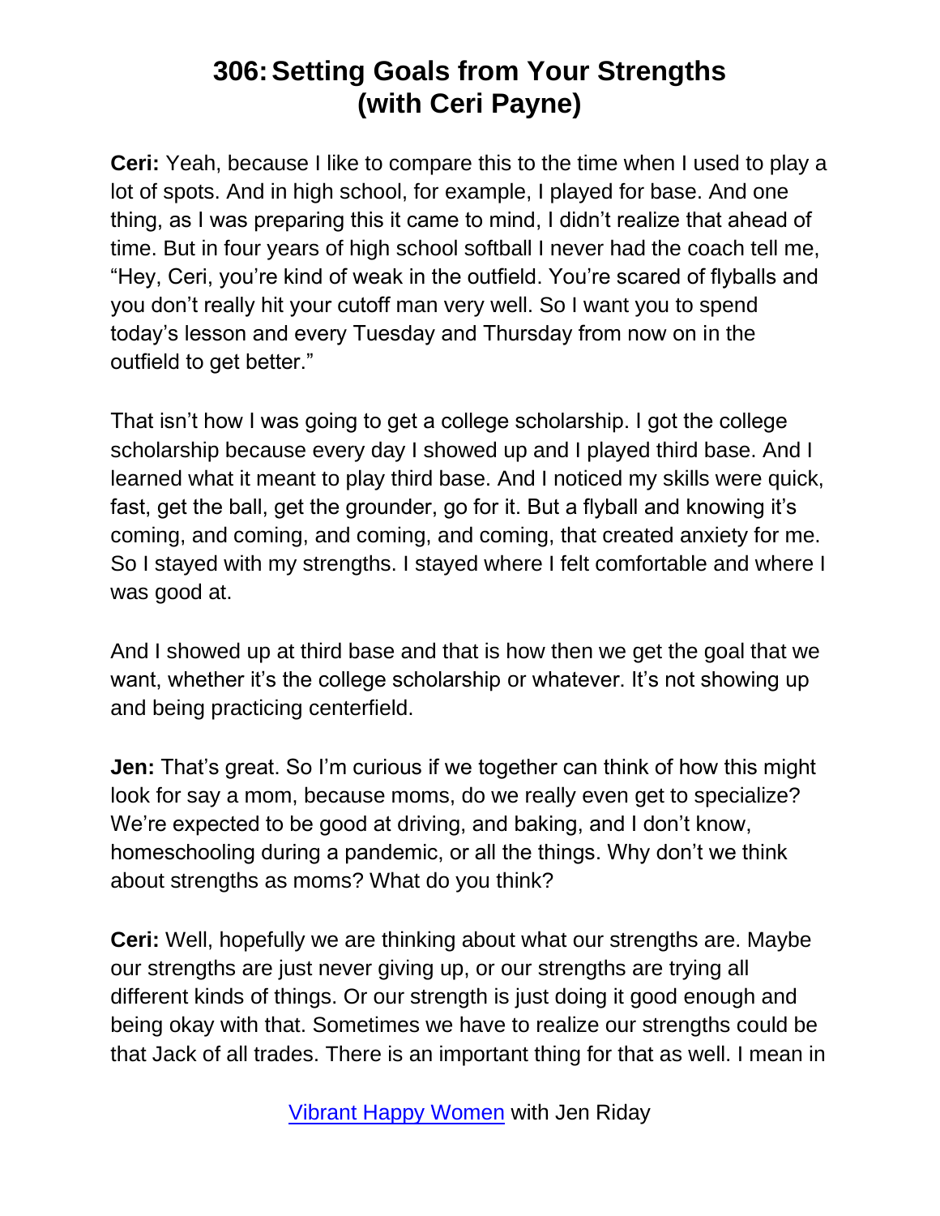# 306: Setting Goals from Your Strengths (with Ceri Payne)

**Ceri:** Yeah, because I like to compare this to the time when I used to play a lot of spots. And in high school, for example, I played for base. And one thing, as I was preparing this it came to mind, I didn't realize that ahead of time. But in four years of high school softball I never had the coach tell me, "Hey, Ceri, you're kind of weak in the outfield. You're scared of flyballs and you don't really hit your cutoff man very well. So I want you to spend today's lesson and every Tuesday and Thursday from now on in the outfield to get better."

That isn't how I was going to get a college scholarship. I got the college scholarship because every day I showed up and I played third base. And I learned what it meant to play third base. And I noticed my skills were quick, fast, get the ball, get the grounder, go for it. But a flyball and knowing it's coming, and coming, and coming, and coming, that created anxiety for me. So I stayed with my strengths. I stayed where I felt comfortable and where I was good at.

And I showed up at third base and that is how then we get the goal that we want, whether it's the college scholarship or whatever. It's not showing up and being practicing centerfield.

**Jen:** That's great. So I'm curious if we together can think of how this might look for say a mom, because moms, do we really even get to specialize? We're expected to be good at driving, and baking, and I don't know, homeschooling during a pandemic, or all the things. Why don't we think about strengths as moms? What do you think?

**Ceri:** Well, hopefully we are thinking about what our strengths are. Maybe our strengths are just never giving up, or our strengths are trying all different kinds of things. Or our strength is just doing it good enough and being okay with that. Sometimes we have to realize our strengths could be that Jack of all trades. There is an important thing for that as well. I mean in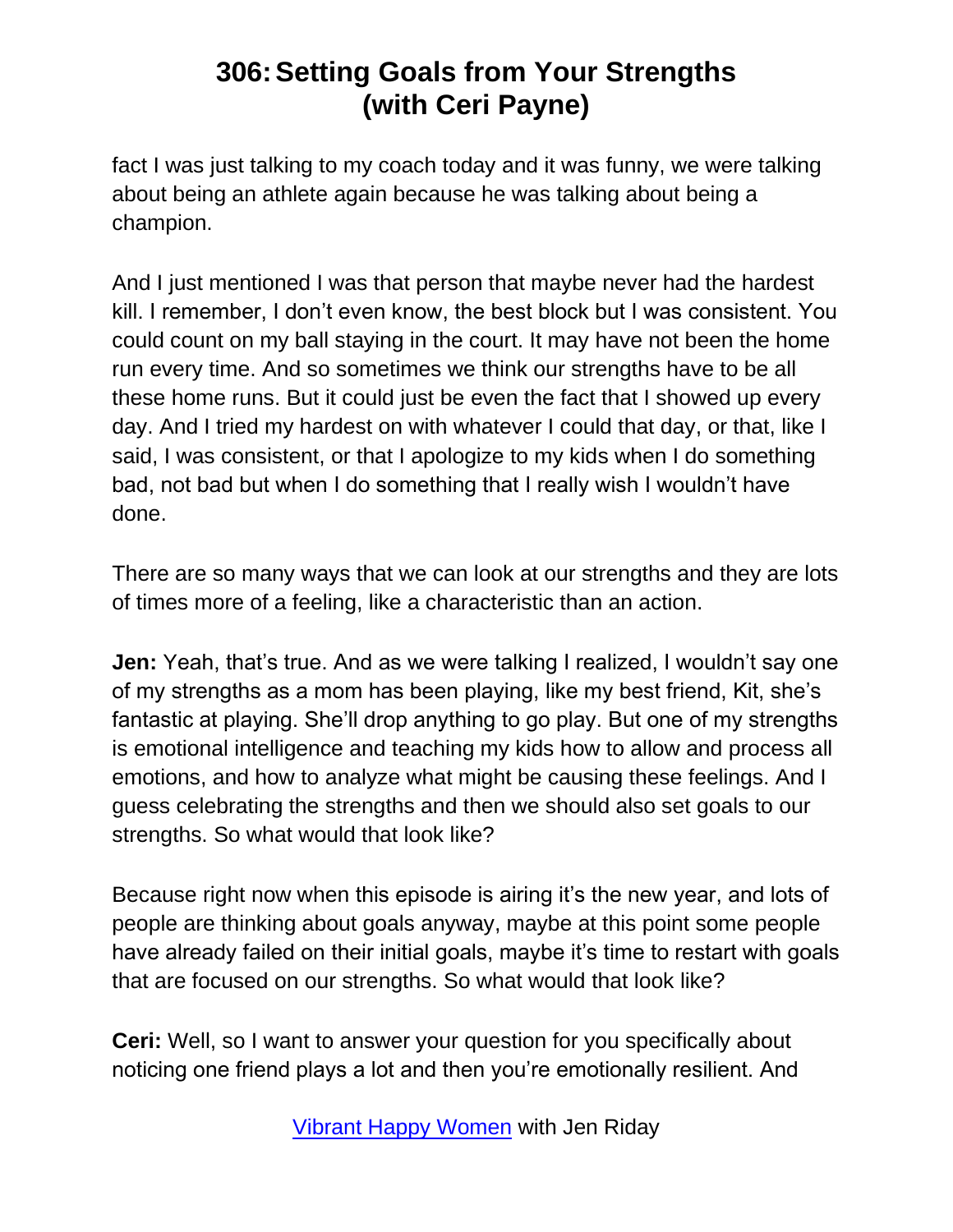fact I was just talking to my coach today and it was funny, we were talking about being an athlete again because he was talking about being a champion.

And I just mentioned I was that person that maybe never had the hardest kill. I remember, I don't even know, the best block but I was consistent. You could count on my ball staying in the court. It may have not been the home run every time. And so sometimes we think our strengths have to be all these home runs. But it could just be even the fact that I showed up every day. And I tried my hardest on with whatever I could that day, or that, like I said, I was consistent, or that I apologize to my kids when I do something bad, not bad but when I do something that I really wish I wouldn't have done.

There are so many ways that we can look at our strengths and they are lots of times more of a feeling, like a characteristic than an action.

**Jen:** Yeah, that's true. And as we were talking I realized, I wouldn't say one of my strengths as a mom has been playing, like my best friend, Kit, she's fantastic at playing. She'll drop anything to go play. But one of my strengths is emotional intelligence and teaching my kids how to allow and process all emotions, and how to analyze what might be causing these feelings. And I guess celebrating the strengths and then we should also set goals to our strengths. So what would that look like?

Because right now when this episode is airing it's the new year, and lots of people are thinking about goals anyway, maybe at this point some people have already failed on their initial goals, maybe it's time to restart with goals that are focused on our strengths. So what would that look like?

**Ceri:** Well, so I want to answer your question for you specifically about noticing one friend plays a lot and then you're emotionally resilient. And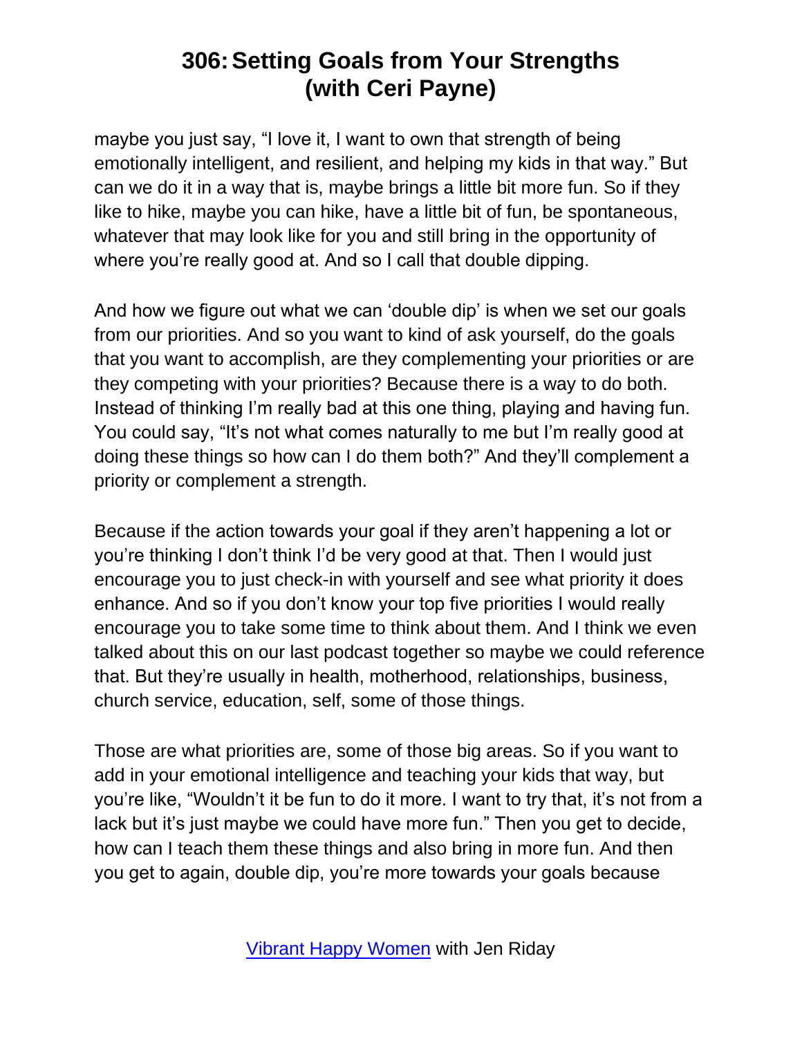maybe you just say, "I love it, I want to own that strength of being emotionally intelligent, and resilient, and helping my kids in that way." But can we do it in a way that is, maybe brings a little bit more fun. So if they like to hike, maybe you can hike, have a little bit of fun, be spontaneous, whatever that may look like for you and still bring in the opportunity of where you're really good at. And so I call that double dipping.

And how we figure out what we can 'double dip' is when we set our goals from our priorities. And so you want to kind of ask yourself, do the goals that you want to accomplish, are they complementing your priorities or are they competing with your priorities? Because there is a way to do both. Instead of thinking I'm really bad at this one thing, playing and having fun. You could say, "It's not what comes naturally to me but I'm really good at doing these things so how can I do them both?" And they'll complement a priority or complement a strength.

Because if the action towards your goal if they aren't happening a lot or you're thinking I don't think I'd be very good at that. Then I would just encourage you to just check-in with yourself and see what priority it does enhance. And so if you don't know your top five priorities I would really encourage you to take some time to think about them. And I think we even talked about this on our last podcast together so maybe we could reference that. But they're usually in health, motherhood, relationships, business, church service, education, self, some of those things.

Those are what priorities are, some of those big areas. So if you want to add in your emotional intelligence and teaching your kids that way, but you're like, "Wouldn't it be fun to do it more. I want to try that, it's not from a lack but it's just maybe we could have more fun." Then you get to decide, how can I teach them these things and also bring in more fun. And then you get to again, double dip, you're more towards your goals because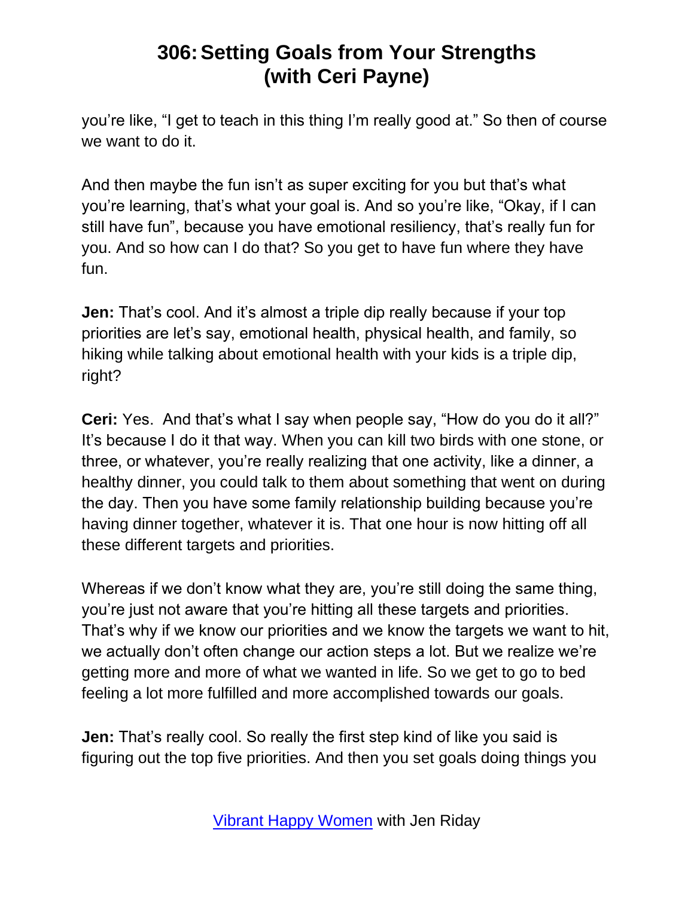you're like, "I get to teach in this thing I'm really good at." So then of course we want to do it.

And then maybe the fun isn't as super exciting for you but that's what you're learning, that's what your goal is. And so you're like, "Okay, if I can still have fun", because you have emotional resiliency, that's really fun for you. And so how can I do that? So you get to have fun where they have fun.

**Jen:** That's cool. And it's almost a triple dip really because if your top priorities are let's say, emotional health, physical health, and family, so hiking while talking about emotional health with your kids is a triple dip, right?

**Ceri:** Yes. And that's what I say when people say, "How do you do it all?" It's because I do it that way. When you can kill two birds with one stone, or three, or whatever, you're really realizing that one activity, like a dinner, a healthy dinner, you could talk to them about something that went on during the day. Then you have some family relationship building because you're having dinner together, whatever it is. That one hour is now hitting off all these different targets and priorities.

Whereas if we don't know what they are, you're still doing the same thing, you're just not aware that you're hitting all these targets and priorities. That's why if we know our priorities and we know the targets we want to hit, we actually don't often change our action steps a lot. But we realize we're getting more and more of what we wanted in life. So we get to go to bed feeling a lot more fulfilled and more accomplished towards our goals.

**Jen:** That's really cool. So really the first step kind of like you said is figuring out the top five priorities. And then you set goals doing things you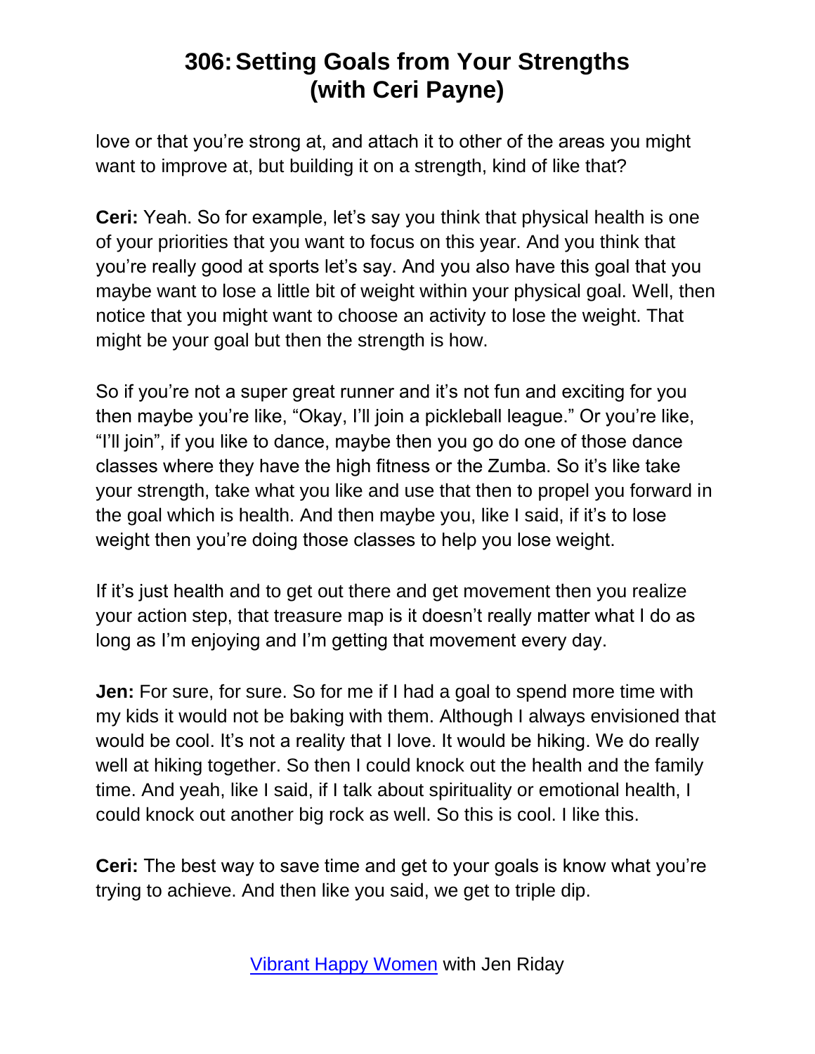love or that you're strong at, and attach it to other of the areas you might want to improve at, but building it on a strength, kind of like that?

**Ceri:** Yeah. So for example, let's say you think that physical health is one of your priorities that you want to focus on this year. And you think that you're really good at sports let's say. And you also have this goal that you maybe want to lose a little bit of weight within your physical goal. Well, then notice that you might want to choose an activity to lose the weight. That might be your goal but then the strength is how.

So if you're not a super great runner and it's not fun and exciting for you then maybe you're like, "Okay, I'll join a pickleball league." Or you're like, "I'll join", if you like to dance, maybe then you go do one of those dance classes where they have the high fitness or the Zumba. So it's like take your strength, take what you like and use that then to propel you forward in the goal which is health. And then maybe you, like I said, if it's to lose weight then you're doing those classes to help you lose weight.

If it's just health and to get out there and get movement then you realize your action step, that treasure map is it doesn't really matter what I do as long as I'm enjoying and I'm getting that movement every day.

**Jen:** For sure, for sure. So for me if I had a goal to spend more time with my kids it would not be baking with them. Although I always envisioned that would be cool. It's not a reality that I love. It would be hiking. We do really well at hiking together. So then I could knock out the health and the family time. And yeah, like I said, if I talk about spirituality or emotional health, I could knock out another big rock as well. So this is cool. I like this.

**Ceri:** The best way to save time and get to your goals is know what you're trying to achieve. And then like you said, we get to triple dip.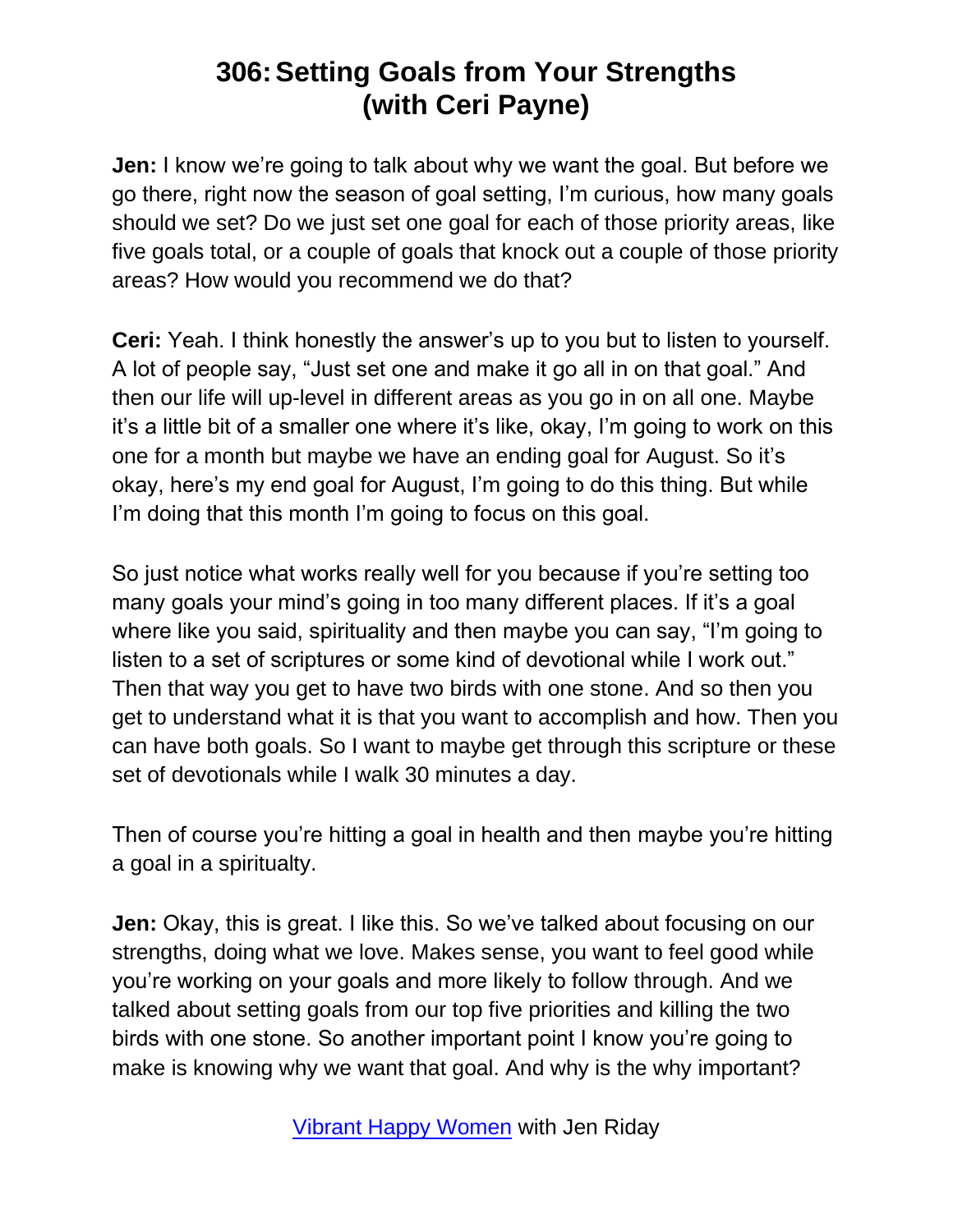# 306: Setting Goals from Your Strengths (with Ceri Payne)

**Jen:** I know we're going to talk about why we want the goal. But before we go there, right now the season of goal setting, I'm curious, how many goals should we set? Do we just set one goal for each of those priority areas, like five goals total, or a couple of goals that knock out a couple of those priority areas? How would you recommend we do that?

**Ceri:** Yeah. I think honestly the answer's up to you but to listen to yourself. A lot of people say, "Just set one and make it go all in on that goal." And then our life will up-level in different areas as you go in on all one. Maybe it's a little bit of a smaller one where it's like, okay, I'm going to work on this one for a month but maybe we have an ending goal for August. So it's okay, here's my end goal for August, I'm going to do this thing. But while I'm doing that this month I'm going to focus on this goal.

So just notice what works really well for you because if you're setting too many goals your mind's going in too many different places. If it's a goal where like you said, spirituality and then maybe you can say, "I'm going to listen to a set of scriptures or some kind of devotional while I work out." Then that way you get to have two birds with one stone. And so then you get to understand what it is that you want to accomplish and how. Then you can have both goals. So I want to maybe get through this scripture or these set of devotionals while I walk 30 minutes a day.

Then of course you're hitting a goal in health and then maybe you're hitting a goal in a spiritualty.

**Jen:** Okay, this is great. I like this. So we've talked about focusing on our strengths, doing what we love. Makes sense, you want to feel good while you're working on your goals and more likely to follow through. And we talked about setting goals from our top five priorities and killing the two birds with one stone. So another important point I know you're going to make is knowing why we want that goal. And why is the why important?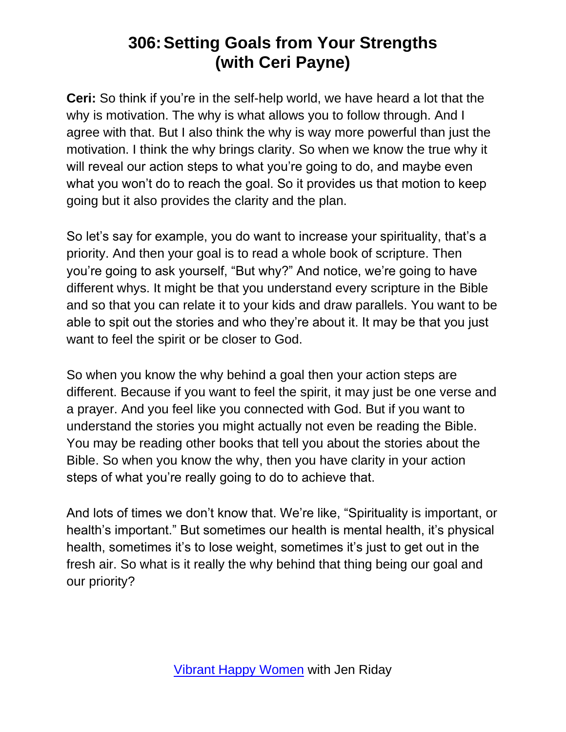# 306: Setting Goals from Your Strengths (with Ceri Payne)

**Ceri:** So think if you're in the self-help world, we have heard a lot that the why is motivation. The why is what allows you to follow through. And I agree with that. But I also think the why is way more powerful than just the motivation. I think the why brings clarity. So when we know the true why it will reveal our action steps to what you're going to do, and maybe even what you won't do to reach the goal. So it provides us that motion to keep going but it also provides the clarity and the plan.

So let's say for example, you do want to increase your spirituality, that's a priority. And then your goal is to read a whole book of scripture. Then you're going to ask yourself, "But why?" And notice, we're going to have different whys. It might be that you understand every scripture in the Bible and so that you can relate it to your kids and draw parallels. You want to be able to spit out the stories and who they're about it. It may be that you just want to feel the spirit or be closer to God.

So when you know the why behind a goal then your action steps are different. Because if you want to feel the spirit, it may just be one verse and a prayer. And you feel like you connected with God. But if you want to understand the stories you might actually not even be reading the Bible. You may be reading other books that tell you about the stories about the Bible. So when you know the why, then you have clarity in your action steps of what you're really going to do to achieve that.

And lots of times we don't know that. We're like, "Spirituality is important, or health's important." But sometimes our health is mental health, it's physical health, sometimes it's to lose weight, sometimes it's just to get out in the fresh air. So what is it really the why behind that thing being our goal and our priority?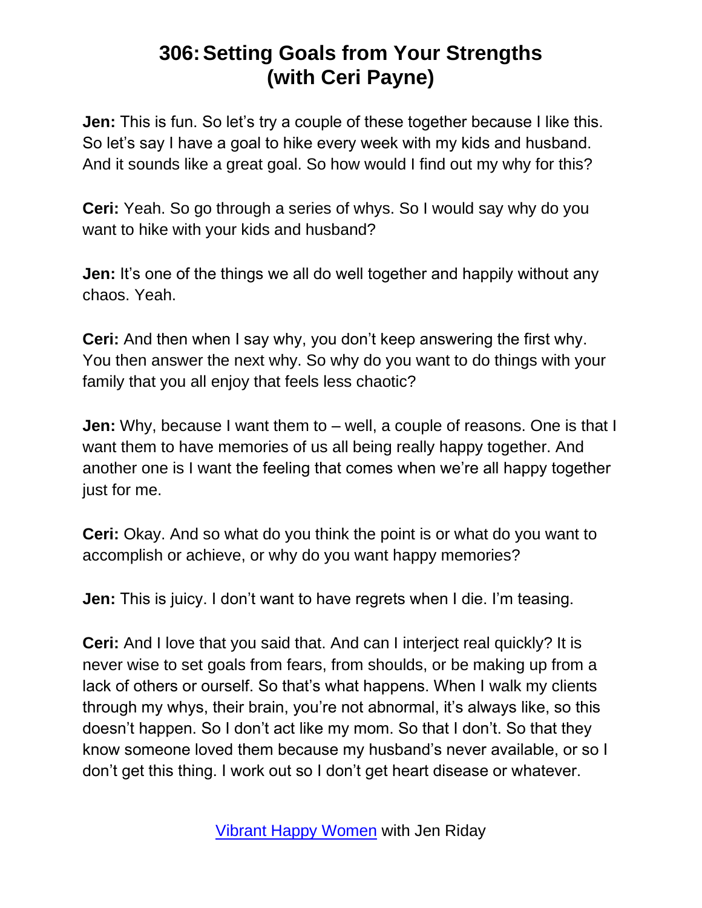# 306: Setting Goals from Your Strengths (with Ceri Payne)

**Jen:** This is fun. So let's try a couple of these together because I like this. So let's say I have a goal to hike every week with my kids and husband. And it sounds like a great goal. So how would I find out my why for this?

**Ceri:** Yeah. So go through a series of whys. So I would say why do you want to hike with your kids and husband?

**Jen:** It's one of the things we all do well together and happily without any chaos. Yeah.

**Ceri:** And then when I say why, you don't keep answering the first why. You then answer the next why. So why do you want to do things with your family that you all enjoy that feels less chaotic?

**Jen:** Why, because I want them to – well, a couple of reasons. One is that I want them to have memories of us all being really happy together. And another one is I want the feeling that comes when we're all happy together just for me.

**Ceri:** Okay. And so what do you think the point is or what do you want to accomplish or achieve, or why do you want happy memories?

**Jen:** This is juicy. I don't want to have regrets when I die. I'm teasing.

**Ceri:** And I love that you said that. And can I interject real quickly? It is never wise to set goals from fears, from shoulds, or be making up from a lack of others or ourself. So that's what happens. When I walk my clients through my whys, their brain, you're not abnormal, it's always like, so this doesn't happen. So I don't act like my mom. So that I don't. So that they know someone loved them because my husband's never available, or so I don't get this thing. I work out so I don't get heart disease or whatever.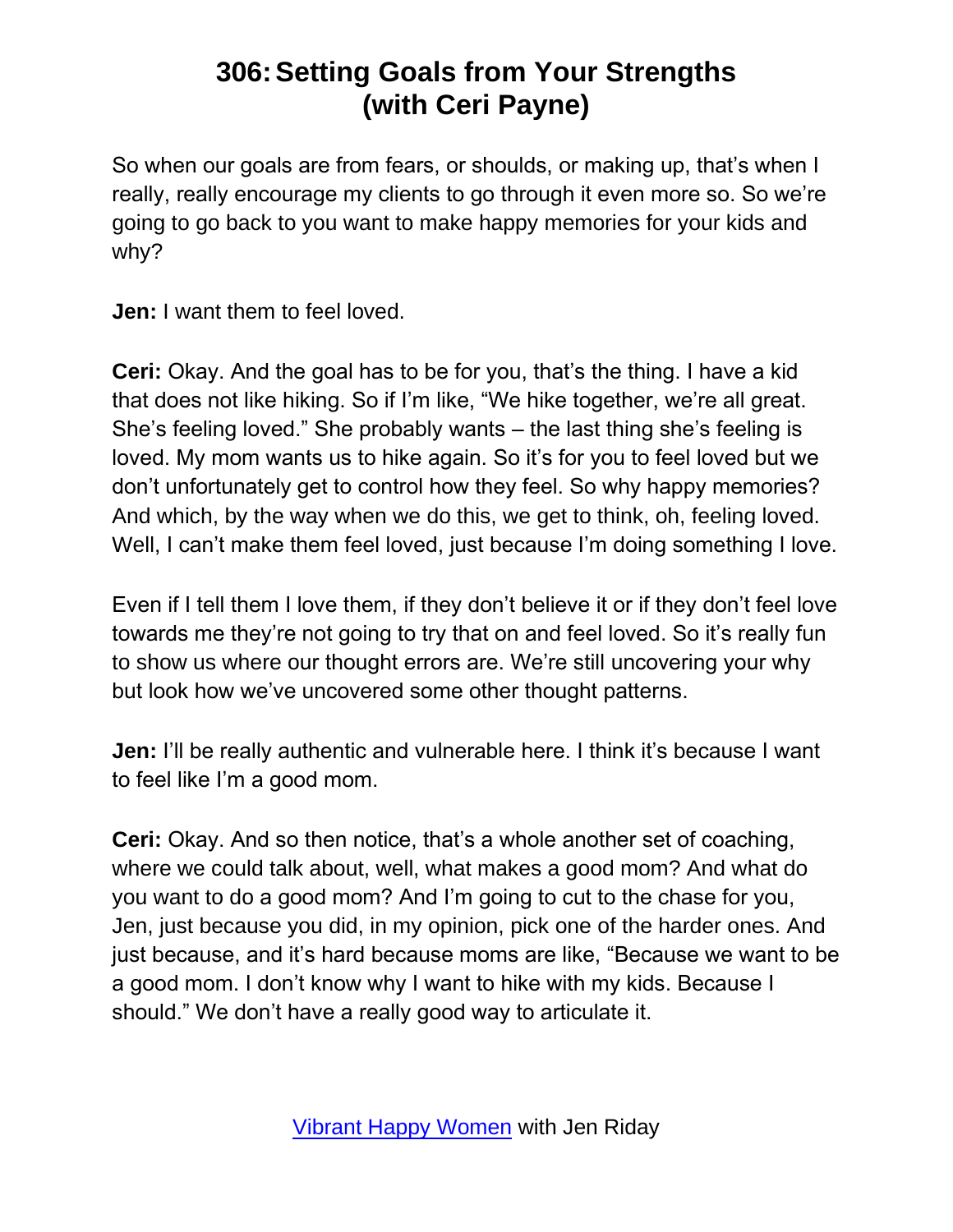So when our goals are from fears, or shoulds, or making up, that's when I really, really encourage my clients to go through it even more so. So we're going to go back to you want to make happy memories for your kids and why?

**Jen:** I want them to feel loved.

**Ceri:** Okay. And the goal has to be for you, that's the thing. I have a kid that does not like hiking. So if I'm like, "We hike together, we're all great. She's feeling loved." She probably wants – the last thing she's feeling is loved. My mom wants us to hike again. So it's for you to feel loved but we don't unfortunately get to control how they feel. So why happy memories? And which, by the way when we do this, we get to think, oh, feeling loved. Well, I can't make them feel loved, just because I'm doing something I love.

Even if I tell them I love them, if they don't believe it or if they don't feel love towards me they're not going to try that on and feel loved. So it's really fun to show us where our thought errors are. We're still uncovering your why but look how we've uncovered some other thought patterns.

**Jen:** I'll be really authentic and vulnerable here. I think it's because I want to feel like I'm a good mom.

**Ceri:** Okay. And so then notice, that's a whole another set of coaching, where we could talk about, well, what makes a good mom? And what do you want to do a good mom? And I'm going to cut to the chase for you, Jen, just because you did, in my opinion, pick one of the harder ones. And just because, and it's hard because moms are like, "Because we want to be a good mom. I don't know why I want to hike with my kids. Because I should." We don't have a really good way to articulate it.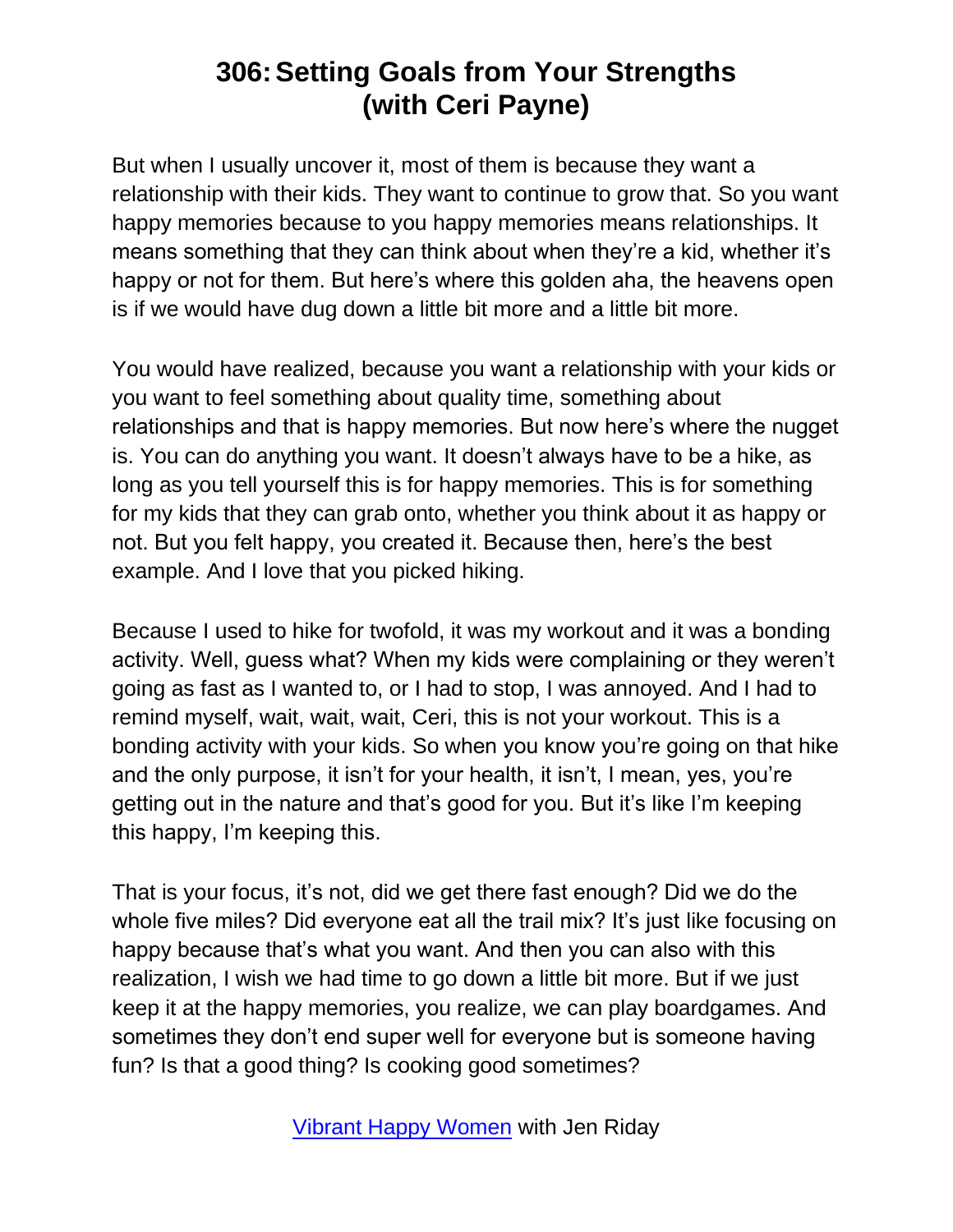But when I usually uncover it, most of them is because they want a relationship with their kids. They want to continue to grow that. So you want happy memories because to you happy memories means relationships. It means something that they can think about when they're a kid, whether it's happy or not for them. But here's where this golden aha, the heavens open is if we would have dug down a little bit more and a little bit more.

You would have realized, because you want a relationship with your kids or you want to feel something about quality time, something about relationships and that is happy memories. But now here's where the nugget is. You can do anything you want. It doesn't always have to be a hike, as long as you tell yourself this is for happy memories. This is for something for my kids that they can grab onto, whether you think about it as happy or not. But you felt happy, you created it. Because then, here's the best example. And I love that you picked hiking.

Because I used to hike for twofold, it was my workout and it was a bonding activity. Well, guess what? When my kids were complaining or they weren't going as fast as I wanted to, or I had to stop, I was annoyed. And I had to remind myself, wait, wait, wait, Ceri, this is not your workout. This is a bonding activity with your kids. So when you know you're going on that hike and the only purpose, it isn't for your health, it isn't, I mean, yes, you're getting out in the nature and that's good for you. But it's like I'm keeping this happy, I'm keeping this.

That is your focus, it's not, did we get there fast enough? Did we do the whole five miles? Did everyone eat all the trail mix? It's just like focusing on happy because that's what you want. And then you can also with this realization, I wish we had time to go down a little bit more. But if we just keep it at the happy memories, you realize, we can play boardgames. And sometimes they don't end super well for everyone but is someone having fun? Is that a good thing? Is cooking good sometimes?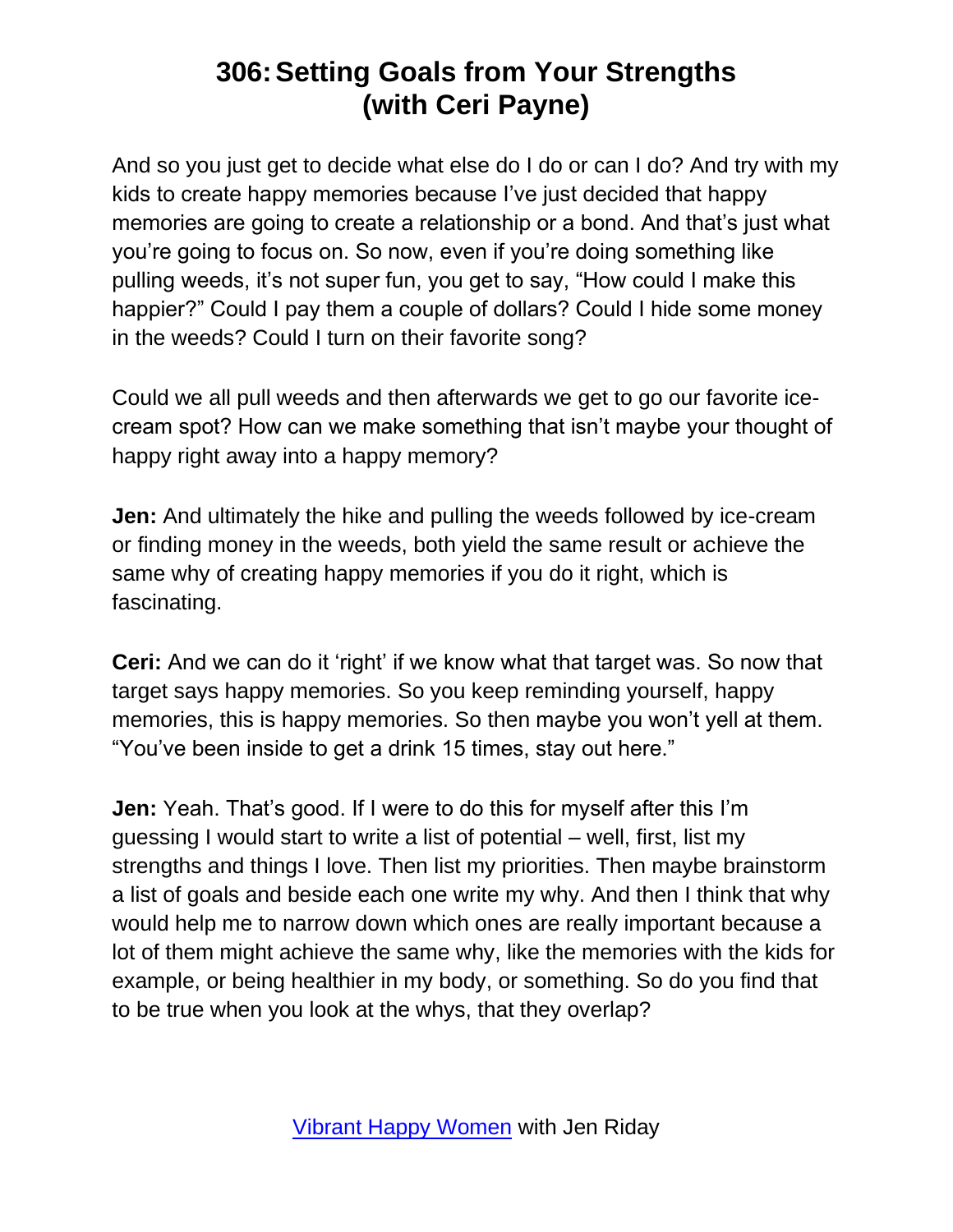And so you just get to decide what else do I do or can I do? And try with my kids to create happy memories because I've just decided that happy memories are going to create a relationship or a bond. And that's just what you're going to focus on. So now, even if you're doing something like pulling weeds, it's not super fun, you get to say, "How could I make this happier?" Could I pay them a couple of dollars? Could I hide some money in the weeds? Could I turn on their favorite song?

Could we all pull weeds and then afterwards we get to go our favorite ice-cream spot? How can we make something that isn't maybe your thought of happy right away into a happy memory?

**Jen:** And ultimately the hike and pulling the weeds followed by ice-cream or finding money in the weeds, both yield the same result or achieve the same why of creating happy memories if you do it right, which is fascinating.

**Ceri:** And we can do it 'right' if we know what that target was. So now that target says happy memories. So you keep reminding yourself, happy memories, this is happy memories. So then maybe you won't yell at them. "You've been inside to get a drink 15 times, stay out here."

**Jen:** Yeah. That's good. If I were to do this for myself after this I'm guessing I would start to write a list of potential – well, first, list my strengths and things I love. Then list my priorities. Then maybe brainstorm a list of goals and beside each one write my why. And then I think that why would help me to narrow down which ones are really important because a lot of them might achieve the same why, like the memories with the kids for example, or being healthier in my body, or something. So do you find that to be true when you look at the whys, that they overlap?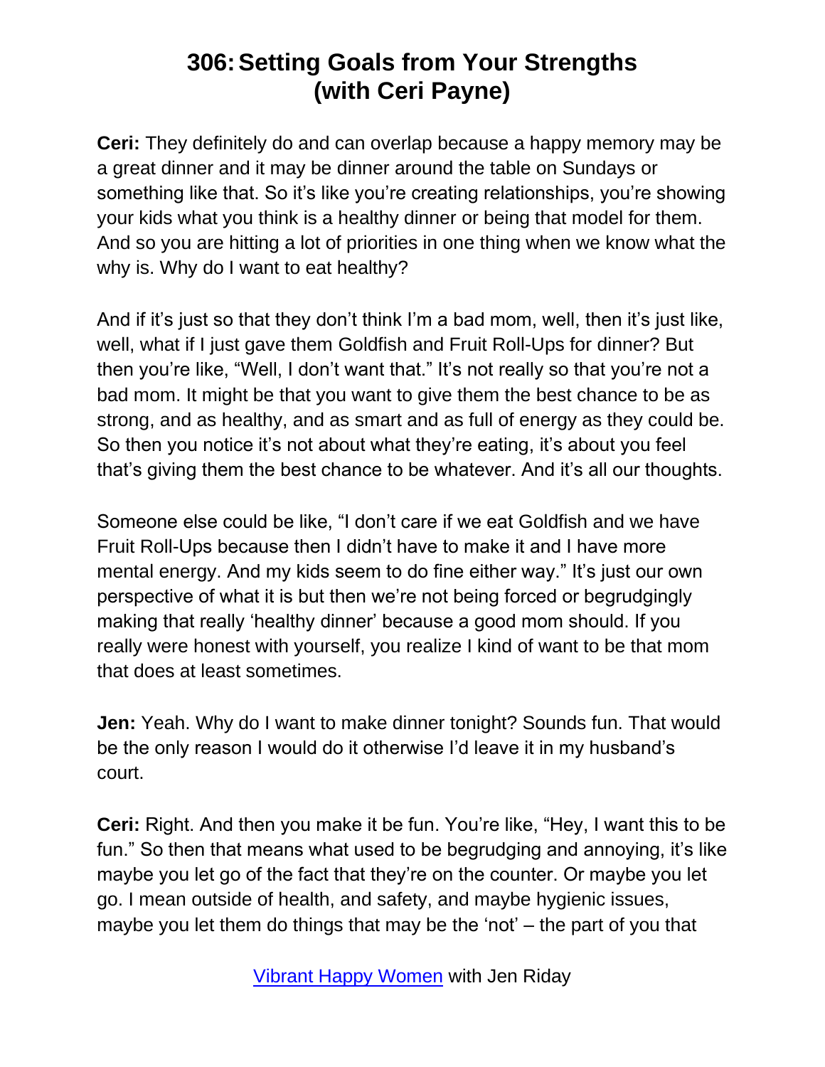**Ceri:** They definitely do and can overlap because a happy memory may be a great dinner and it may be dinner around the table on Sundays or something like that. So it's like you're creating relationships, you're showing your kids what you think is a healthy dinner or being that model for them. And so you are hitting a lot of priorities in one thing when we know what the why is. Why do I want to eat healthy?

And if it's just so that they don't think I'm a bad mom, well, then it's just like, well, what if I just gave them Goldfish and Fruit Roll-Ups for dinner? But then you're like, "Well, I don't want that." It's not really so that you're not a bad mom. It might be that you want to give them the best chance to be as strong, and as healthy, and as smart and as full of energy as they could be. So then you notice it's not about what they're eating, it's about you feel that's giving them the best chance to be whatever. And it's all our thoughts.

Someone else could be like, "I don't care if we eat Goldfish and we have Fruit Roll-Ups because then I didn't have to make it and I have more mental energy. And my kids seem to do fine either way." It's just our own perspective of what it is but then we're not being forced or begrudgingly making that really 'healthy dinner' because a good mom should. If you really were honest with yourself, you realize I kind of want to be that mom that does at least sometimes.

**Jen:** Yeah. Why do I want to make dinner tonight? Sounds fun. That would be the only reason I would do it otherwise I'd leave it in my husband's court.

**Ceri:** Right. And then you make it be fun. You're like, "Hey, I want this to be fun." So then that means what used to be begrudging and annoying, it's like maybe you let go of the fact that they're on the counter. Or maybe you let go. I mean outside of health, and safety, and maybe hygienic issues, maybe you let them do things that may be the 'not' – the part of you that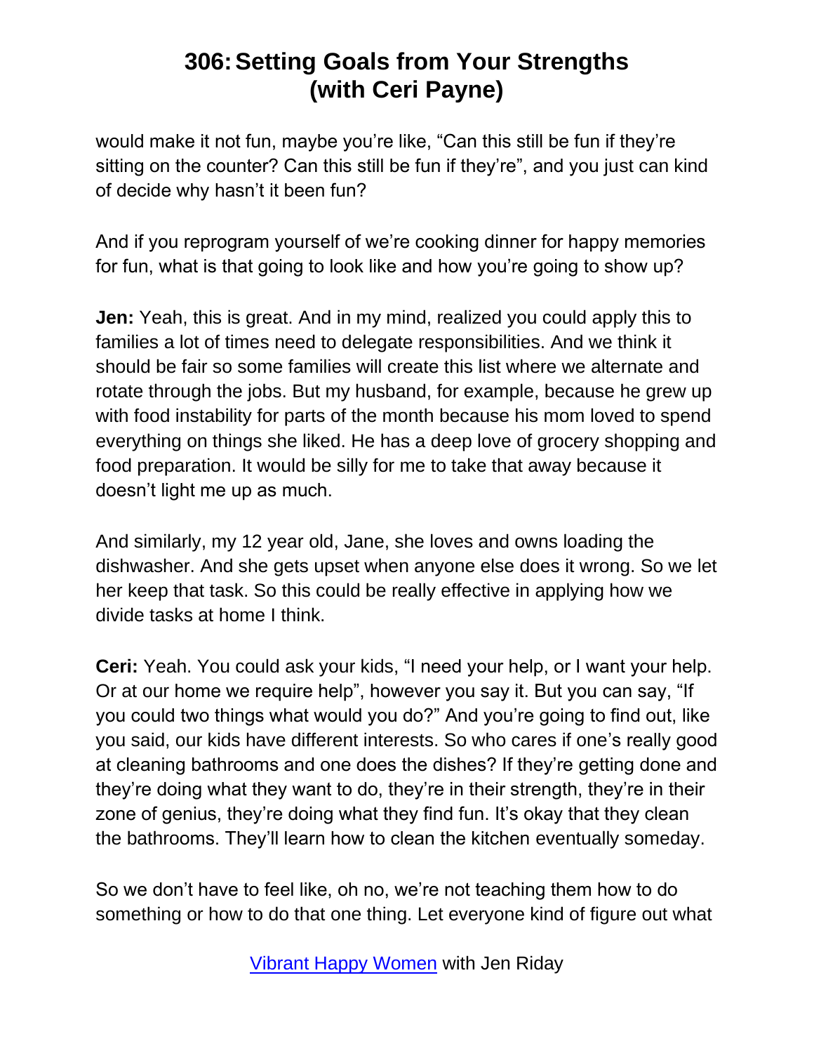would make it not fun, maybe you're like, "Can this still be fun if they're sitting on the counter? Can this still be fun if they're", and you just can kind of decide why hasn't it been fun?

And if you reprogram yourself of we're cooking dinner for happy memories for fun, what is that going to look like and how you're going to show up?

**Jen:** Yeah, this is great. And in my mind, realized you could apply this to families a lot of times need to delegate responsibilities. And we think it should be fair so some families will create this list where we alternate and rotate through the jobs. But my husband, for example, because he grew up with food instability for parts of the month because his mom loved to spend everything on things she liked. He has a deep love of grocery shopping and food preparation. It would be silly for me to take that away because it doesn't light me up as much.

And similarly, my 12 year old, Jane, she loves and owns loading the dishwasher. And she gets upset when anyone else does it wrong. So we let her keep that task. So this could be really effective in applying how we divide tasks at home I think.

**Ceri:** Yeah. You could ask your kids, "I need your help, or I want your help. Or at our home we require help", however you say it. But you can say, "If you could two things what would you do?" And you're going to find out, like you said, our kids have different interests. So who cares if one's really good at cleaning bathrooms and one does the dishes? If they're getting done and they're doing what they want to do, they're in their strength, they're in their zone of genius, they're doing what they find fun. It's okay that they clean the bathrooms. They'll learn how to clean the kitchen eventually someday.

So we don't have to feel like, oh no, we're not teaching them how to do something or how to do that one thing. Let everyone kind of figure out what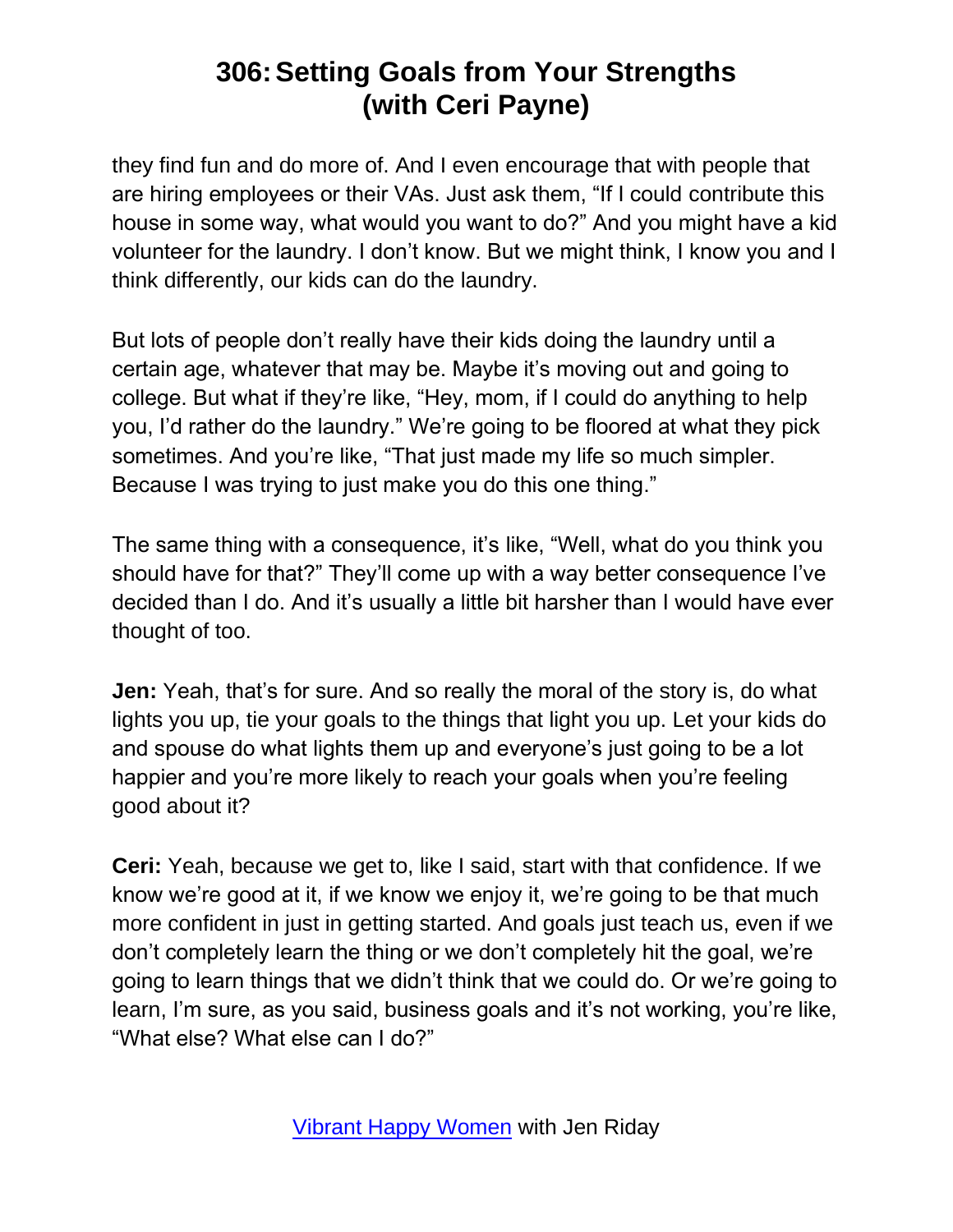they find fun and do more of. And I even encourage that with people that are hiring employees or their VAs. Just ask them, "If I could contribute this house in some way, what would you want to do?" And you might have a kid volunteer for the laundry. I don't know. But we might think, I know you and I think differently, our kids can do the laundry.

But lots of people don't really have their kids doing the laundry until a certain age, whatever that may be. Maybe it's moving out and going to college. But what if they're like, "Hey, mom, if I could do anything to help you, I'd rather do the laundry." We're going to be floored at what they pick sometimes. And you're like, "That just made my life so much simpler. Because I was trying to just make you do this one thing."

The same thing with a consequence, it's like, "Well, what do you think you should have for that?" They'll come up with a way better consequence I've decided than I do. And it's usually a little bit harsher than I would have ever thought of too.

**Jen:** Yeah, that's for sure. And so really the moral of the story is, do what lights you up, tie your goals to the things that light you up. Let your kids do and spouse do what lights them up and everyone's just going to be a lot happier and you're more likely to reach your goals when you're feeling good about it?

**Ceri:** Yeah, because we get to, like I said, start with that confidence. If we know we're good at it, if we know we enjoy it, we're going to be that much more confident in just in getting started. And goals just teach us, even if we don't completely learn the thing or we don't completely hit the goal, we're going to learn things that we didn't think that we could do. Or we're going to learn, I'm sure, as you said, business goals and it's not working, you're like, "What else? What else can I do?"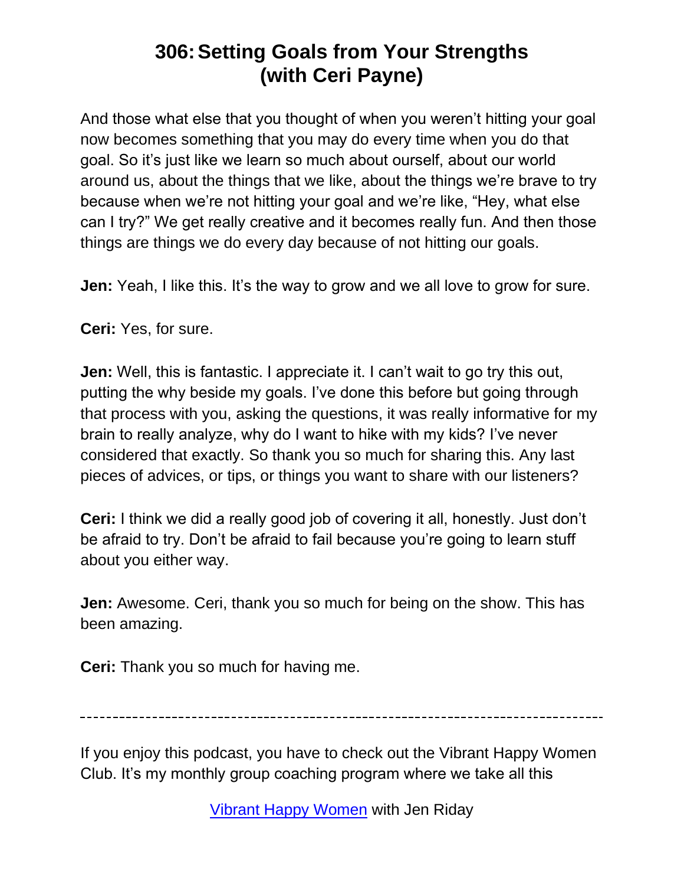And those what else that you thought of when you weren't hitting your goal now becomes something that you may do every time when you do that goal. So it's just like we learn so much about ourself, about our world around us, about the things that we like, about the things we're brave to try because when we're not hitting your goal and we're like, "Hey, what else can I try?" We get really creative and it becomes really fun. And then those things are things we do every day because of not hitting our goals.

**Jen:** Yeah, I like this. It's the way to grow and we all love to grow for sure.

**Ceri:** Yes, for sure.

**Jen:** Well, this is fantastic. I appreciate it. I can't wait to go try this out, putting the why beside my goals. I've done this before but going through that process with you, asking the questions, it was really informative for my brain to really analyze, why do I want to hike with my kids? I've never considered that exactly. So thank you so much for sharing this. Any last pieces of advices, or tips, or things you want to share with our listeners?

**Ceri:** I think we did a really good job of covering it all, honestly. Just don't be afraid to try. Don't be afraid to fail because you're going to learn stuff about you either way.

**Jen:** Awesome. Ceri, thank you so much for being on the show. This has been amazing.

**Ceri:** Thank you so much for having me.

---

If you enjoy this podcast, you have to check out the Vibrant Happy Women Club. It's my monthly group coaching program where we take all this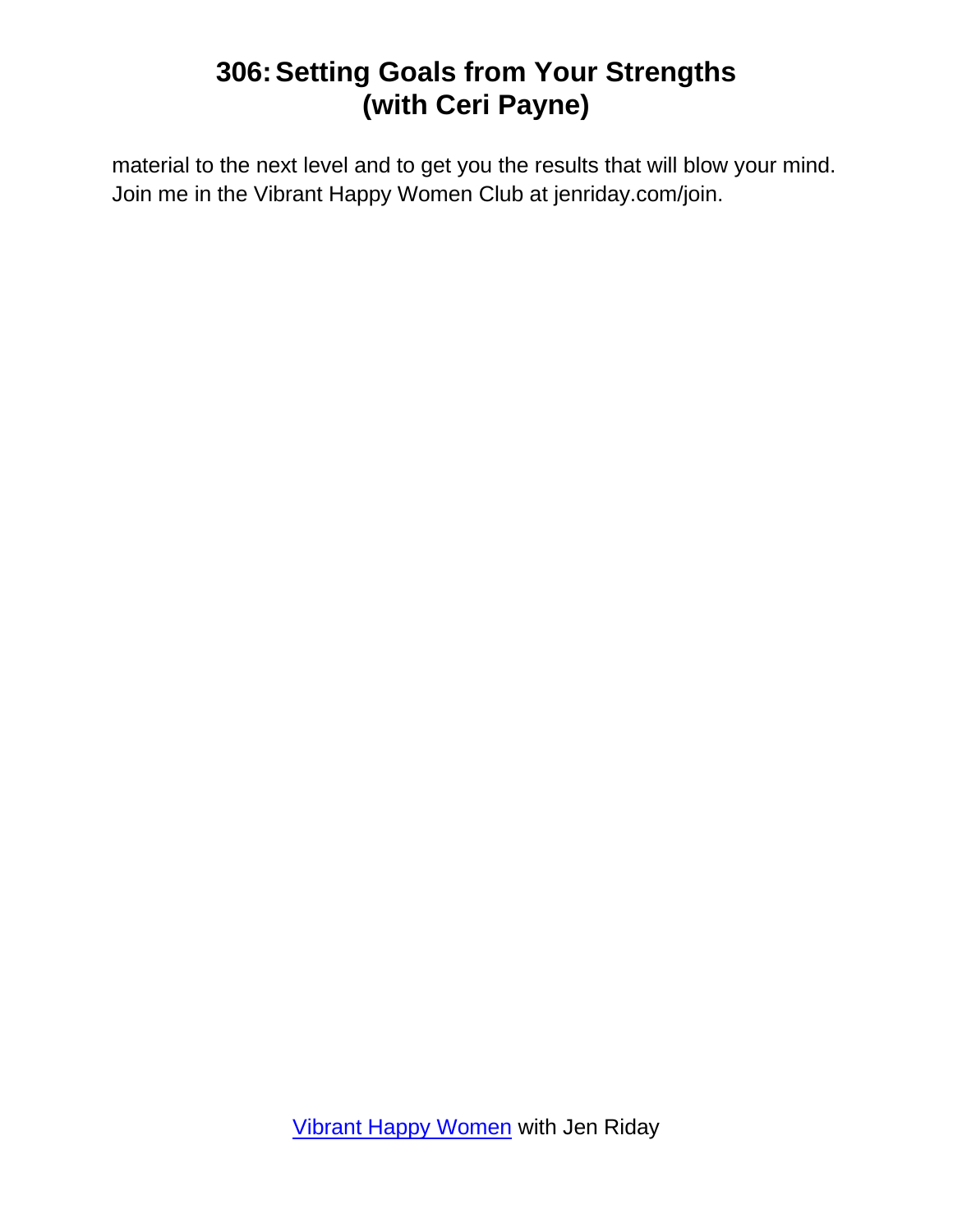material to the next level and to get you the results that will blow your mind. Join me in the Vibrant Happy Women Club at jenriday.com/join.